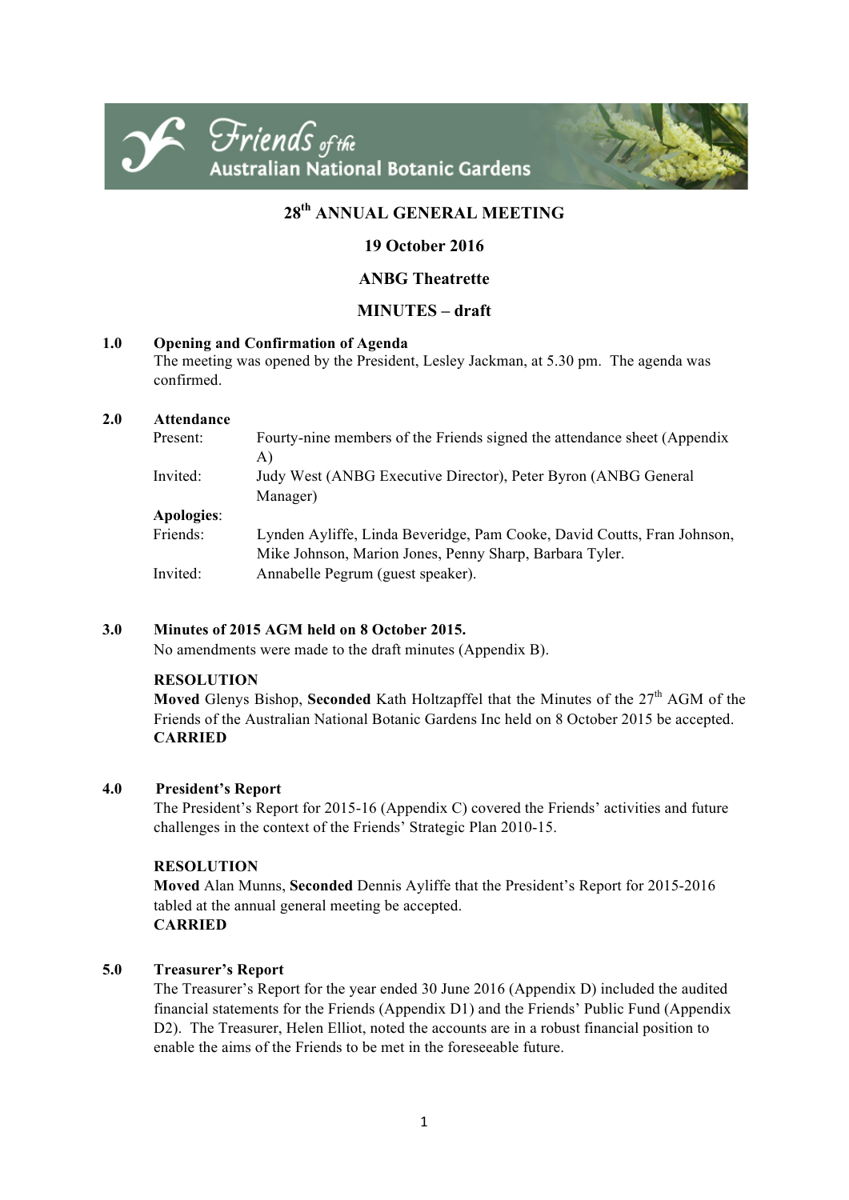Friends of the Australian National Botanic Gardens

# 28th ANNUAL GENERAL MEETING

## 19 October 2016

## ANBG Theatrette

## MINUTES – draft

**1.0 Opening and Confirmation of Agenda**

The meeting was opened by the President, Lesley Jackman, at 5.30 pm. The agenda was confirmed.

**2.0 Attendance**

| | |
|---|---|
| Present: | Fourty-nine members of the Friends signed the attendance sheet (Appendix A) |
| Invited: | Judy West (ANBG Executive Director), Peter Byron (ANBG General Manager) |
| **Apologies**: | |
| Friends: | Lynden Ayliffe, Linda Beveridge, Pam Cooke, David Coutts, Fran Johnson, Mike Johnson, Marion Jones, Penny Sharp, Barbara Tyler. |
| Invited: | Annabelle Pegrum (guest speaker). |

**3.0 Minutes of 2015 AGM held on 8 October 2015.**

No amendments were made to the draft minutes (Appendix B).

**RESOLUTION**

**Moved** Glenys Bishop, **Seconded** Kath Holtzapffel that the Minutes of the 27th AGM of the Friends of the Australian National Botanic Gardens Inc held on 8 October 2015 be accepted.

**CARRIED**

**4.0 President's Report**

The President's Report for 2015-16 (Appendix C) covered the Friends' activities and future challenges in the context of the Friends' Strategic Plan 2010-15.

**RESOLUTION**

**Moved** Alan Munns, **Seconded** Dennis Ayliffe that the President's Report for 2015-2016 tabled at the annual general meeting be accepted.

**CARRIED**

**5.0 Treasurer's Report**

The Treasurer's Report for the year ended 30 June 2016 (Appendix D) included the audited financial statements for the Friends (Appendix D1) and the Friends' Public Fund (Appendix D2). The Treasurer, Helen Elliot, noted the accounts are in a robust financial position to enable the aims of the Friends to be met in the foreseeable future.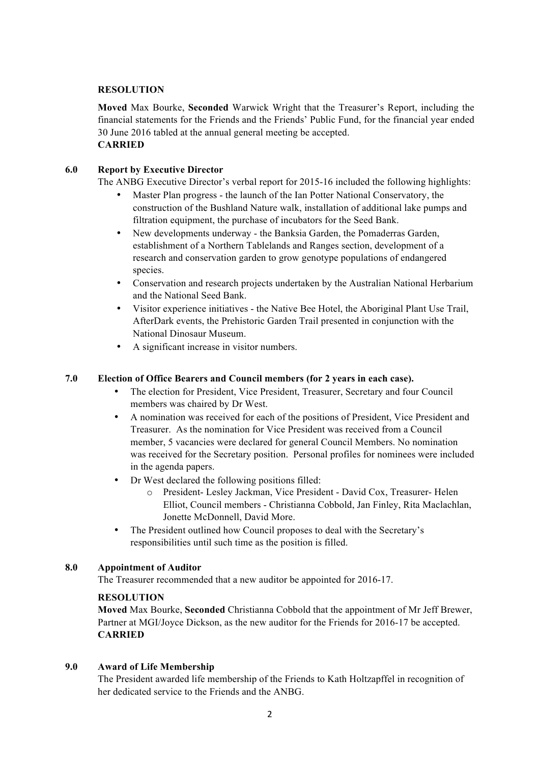**RESOLUTION**

**Moved** Max Bourke, **Seconded** Warwick Wright that the Treasurer's Report, including the financial statements for the Friends and the Friends' Public Fund, for the financial year ended 30 June 2016 tabled at the annual general meeting be accepted.
**CARRIED**

## 6.0 Report by Executive Director

The ANBG Executive Director's verbal report for 2015-16 included the following highlights:

- Master Plan progress - the launch of the Ian Potter National Conservatory, the construction of the Bushland Nature walk, installation of additional lake pumps and filtration equipment, the purchase of incubators for the Seed Bank.
- New developments underway - the Banksia Garden, the Pomaderras Garden, establishment of a Northern Tablelands and Ranges section, development of a research and conservation garden to grow genotype populations of endangered species.
- Conservation and research projects undertaken by the Australian National Herbarium and the National Seed Bank.
- Visitor experience initiatives - the Native Bee Hotel, the Aboriginal Plant Use Trail, AfterDark events, the Prehistoric Garden Trail presented in conjunction with the National Dinosaur Museum.
- A significant increase in visitor numbers.

## 7.0 Election of Office Bearers and Council members (for 2 years in each case).

- The election for President, Vice President, Treasurer, Secretary and four Council members was chaired by Dr West.
- A nomination was received for each of the positions of President, Vice President and Treasurer. As the nomination for Vice President was received from a Council member, 5 vacancies were declared for general Council Members. No nomination was received for the Secretary position. Personal profiles for nominees were included in the agenda papers.
- Dr West declared the following positions filled:
    - President- Lesley Jackman, Vice President - David Cox, Treasurer- Helen Elliot, Council members - Christianna Cobbold, Jan Finley, Rita Maclachlan, Jonette McDonnell, David More.
- The President outlined how Council proposes to deal with the Secretary's responsibilities until such time as the position is filled.

## 8.0 Appointment of Auditor

The Treasurer recommended that a new auditor be appointed for 2016-17.

**RESOLUTION**

**Moved** Max Bourke, **Seconded** Christianna Cobbold that the appointment of Mr Jeff Brewer, Partner at MGI/Joyce Dickson, as the new auditor for the Friends for 2016-17 be accepted.
**CARRIED**

## 9.0 Award of Life Membership

The President awarded life membership of the Friends to Kath Holtzapffel in recognition of her dedicated service to the Friends and the ANBG.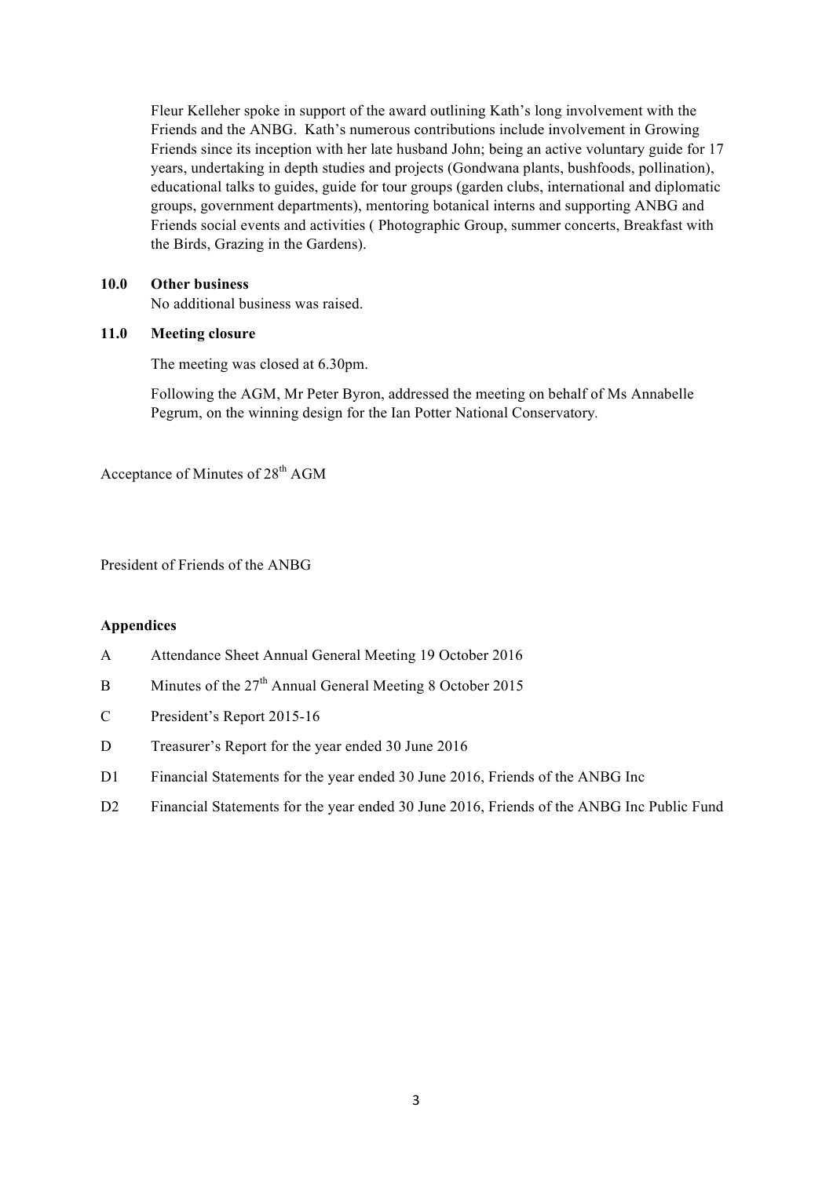Fleur Kelleher spoke in support of the award outlining Kath's long involvement with the Friends and the ANBG. Kath's numerous contributions include involvement in Growing Friends since its inception with her late husband John; being an active voluntary guide for 17 years, undertaking in depth studies and projects (Gondwana plants, bushfoods, pollination), educational talks to guides, guide for tour groups (garden clubs, international and diplomatic groups, government departments), mentoring botanical interns and supporting ANBG and Friends social events and activities ( Photographic Group, summer concerts, Breakfast with the Birds, Grazing in the Gardens).

**10.0 Other business**

No additional business was raised.

**11.0 Meeting closure**

The meeting was closed at 6.30pm.

Following the AGM, Mr Peter Byron, addressed the meeting on behalf of Ms Annabelle Pegrum, on the winning design for the Ian Potter National Conservatory.

Acceptance of Minutes of 28th AGM

President of Friends of the ANBG

**Appendices**

| | |
|---|---|
| A | Attendance Sheet Annual General Meeting 19 October 2016 |
| B | Minutes of the 27th Annual General Meeting 8 October 2015 |
| C | President's Report 2015-16 |
| D | Treasurer's Report for the year ended 30 June 2016 |
| D1 | Financial Statements for the year ended 30 June 2016, Friends of the ANBG Inc |
| D2 | Financial Statements for the year ended 30 June 2016, Friends of the ANBG Inc Public Fund |